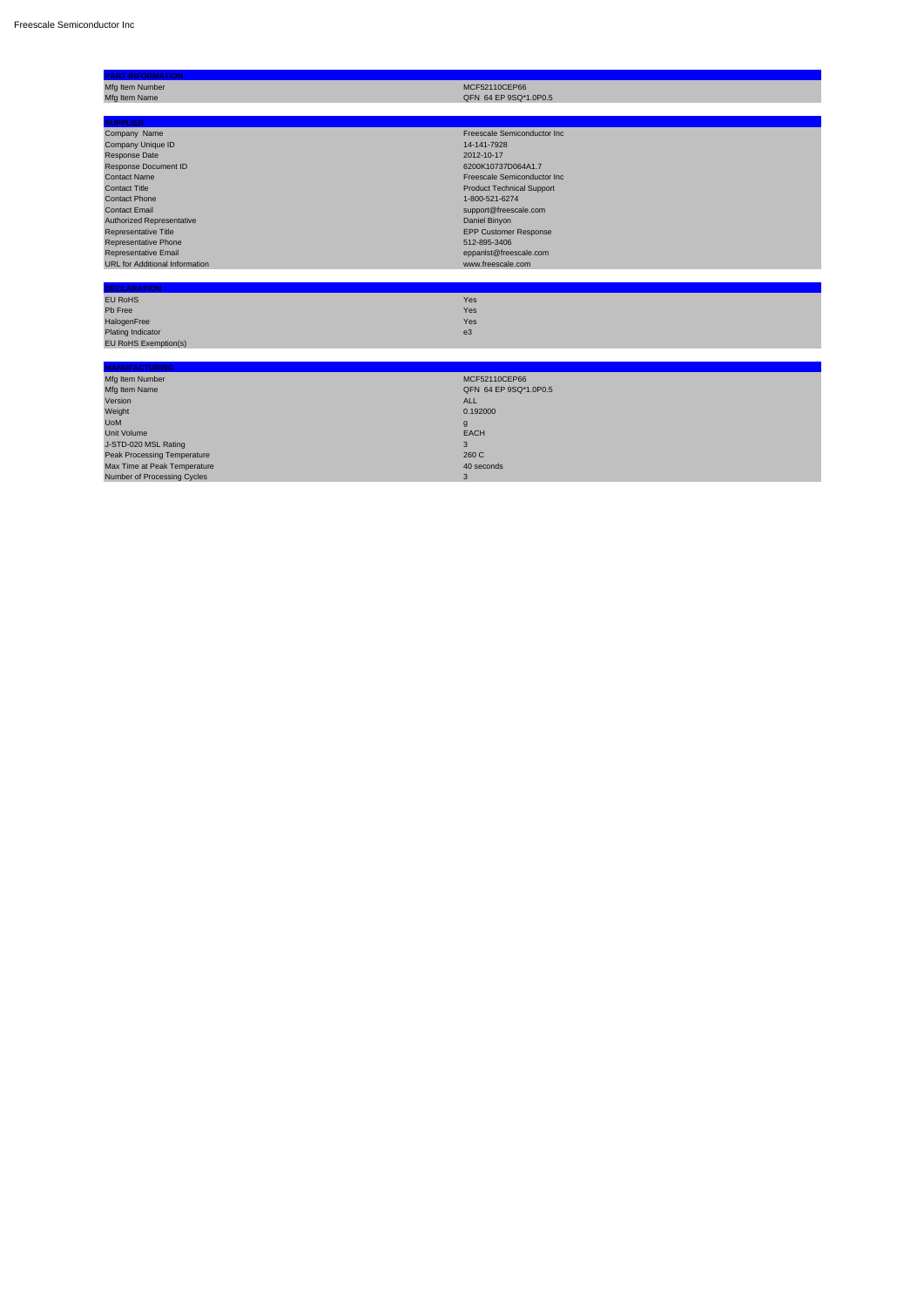Freescale Semiconductor Inc

| PART INFORMATION | |
|---|---|
| Mfg Item Number | MCF52110CEP66 |
| Mfg Item Name | QFN 64 EP 9SQ*1.0P0.5 |

| SUPPLIER | |
|---|---|
| Company Name | Freescale Semiconductor Inc |
| Company Unique ID | 14-141-7928 |
| Response Date | 2012-10-17 |
| Response Document ID | 6200K10737D064A1.7 |
| Contact Name | Freescale Semiconductor Inc |
| Contact Title | Product Technical Support |
| Contact Phone | 1-800-521-6274 |
| Contact Email | support@freescale.com |
| Authorized Representative | Daniel Binyon |
| Representative Title | EPP Customer Response |
| Representative Phone | 512-895-3406 |
| Representative Email | eppanlst@freescale.com |
| URL for Additional Information | www.freescale.com |

| DECLARATION | |
|---|---|
| EU RoHS | Yes |
| Pb Free | Yes |
| HalogenFree | Yes |
| Plating Indicator | e3 |
| EU RoHS Exemption(s) | |

| MANUFACTURING | |
|---|---|
| Mfg Item Number | MCF52110CEP66 |
| Mfg Item Name | QFN 64 EP 9SQ*1.0P0.5 |
| Version | ALL |
| Weight | 0.192000 |
| UoM | g |
| Unit Volume | EACH |
| J-STD-020 MSL Rating | 3 |
| Peak Processing Temperature | 260 C |
| Max Time at Peak Temperature | 40 seconds |
| Number of Processing Cycles | 3 |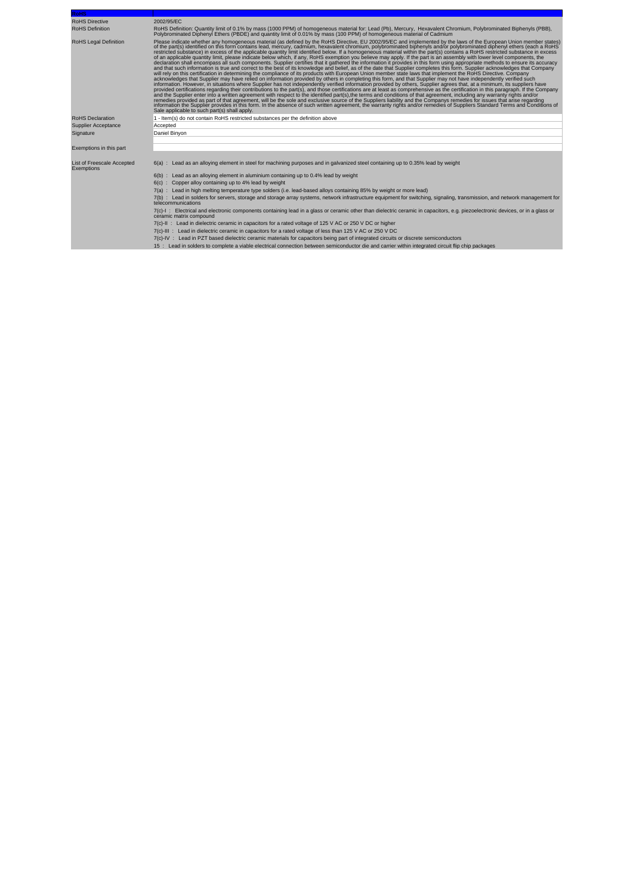| RoHS | |
|---|---|
| RoHS Directive | 2002/95/EC |
| RoHS Definition | RoHS Definition: Quantity limit of 0.1% by mass (1000 PPM) of homogeneous material for: Lead (Pb), Mercury, Hexavalent Chromium, Polybrominated Biphenyls (PBB), Polybrominated Diphenyl Ethers (PBDE) and quantity limit of 0.01% by mass (100 PPM) of homogeneous material of Cadmium |
| RoHS Legal Definition | Please indicate whether any homogeneous material (as defined by the RoHS Directive, EU 2002/95/EC and implemented by the laws of the European Union member states) of the part(s) identified on this form contains lead, mercury, cadmium, hexavalent chromium, polybrominated biphenyls and/or polybrominated diphenyl ethers (each a RoHS restricted substance) in excess of the applicable quantity limit identified below. If a homogeneous material within the part(s) contains a RoHS restricted substance in excess of an applicable quantity limit, please indicate below which, if any, RoHS exemption you believe may apply. If the part is an assembly with lower level components, the declaration shall encompass all such components. Supplier certifies that it gathered the information it provides in this form using appropriate methods to ensure its accuracy and that such information is true and correct to the best of its knowledge and belief, as of the date that Supplier completes this form. Supplier acknowledges that Company will rely on this certification in determining the compliance of its products with European Union member state laws that implement the RoHS Directive. Company acknowledges that Supplier may have relied on information provided by others in completing this form, and that Supplier may not have independently verified such information. However, in situations where Supplier has not independently verified information provided by others, Supplier agrees that, at a minimum, its suppliers have provided certifications regarding their contributions to the part(s), and those certifications are at least as comprehensive as the certification in this paragraph. If the Company and the Supplier enter into a written agreement with respect to the identified part(s),the terms and conditions of that agreement, including any warranty rights and/or remedies provided as part of that agreement, will be the sole and exclusive source of the Suppliers liability and the Companys remedies for issues that arise regarding information the Supplier provides in this form. In the absence of such written agreement, the warranty rights and/or remedies of Suppliers Standard Terms and Conditions of Sale applicable to such part(s) shall apply. |
| RoHS Declaration | 1 - Item(s) do not contain RoHS restricted substances per the definition above |
| Supplier Acceptance | Accepted |
| Signature | Daniel Binyon |
| | |
| Exemptions in this part | |
| List of Freescale Accepted Exemptions | 6(a) : Lead as an alloying element in steel for machining purposes and in galvanized steel containing up to 0.35% lead by weight |
| | 6(b) : Lead as an alloying element in aluminium containing up to 0.4% lead by weight |
| | 6(c) : Copper alloy containing up to 4% lead by weight |
| | 7(a) : Lead in high melting temperature type solders (i.e. lead-based alloys containing 85% by weight or more lead) |
| | 7(b) : Lead in solders for servers, storage and storage array systems, network infrastructure equipment for switching, signaling, transmission, and network management for telecommunications |
| | 7(c)-I : Electrical and electronic components containing lead in a glass or ceramic other than dielectric ceramic in capacitors, e.g. piezoelectronic devices, or in a glass or ceramic matrix compound |
| | 7(c)-II : Lead in dielectric ceramic in capacitors for a rated voltage of 125 V AC or 250 V DC or higher |
| | 7(c)-III : Lead in dielectric ceramic in capacitors for a rated voltage of less than 125 V AC or 250 V DC |
| | 7(c)-IV : Lead in PZT based dielectric ceramic materials for capacitors being part of integrated circuits or discrete semiconductors |
| | 15 : Lead in solders to complete a viable electrical connection between semiconductor die and carrier within integrated circuit flip chip packages |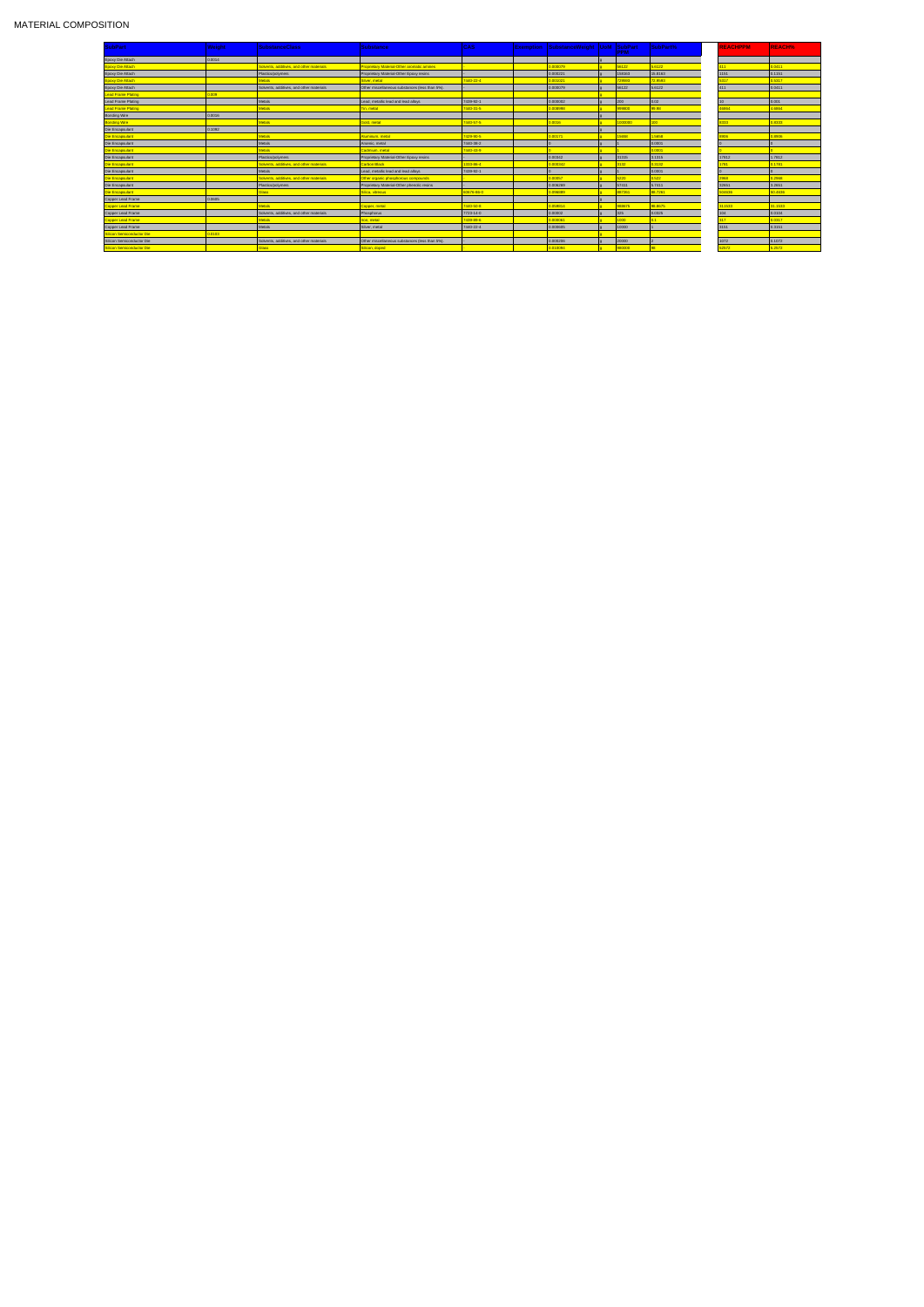# MATERIAL COMPOSITION

| Part | Weight | Substance Class | Substance | CAS | Exemption | Substance Weight | Unit | Substance PPM | Sub Part % | REACH PPM | REACH % |
|---|---|---|---|---|---|---|---|---|---|---|---|
| Epoxy Die Attach | 0.0050 | | | | | | g | | | | |
| Epoxy Die Attach | | Solvents, additives, and other materials | Proprietary Material-Other aromatic amines | - | | 0.000270 | g | 54122 | 5.4122 | 411 | 0.0411 |
| Epoxy Die Attach | | Plastics/polymers | Proprietary Material-Other Epoxy resins | - | | 0.000221 | g | 150163 | 15.0163 | 1151 | 0.1151 |
| Epoxy Die Attach | | Metals | Silver, metal | 7440-22-4 | | 0.003221 | g | 728593 | 72.8593 | 5317 | 0.5317 |
| Epoxy Die Attach | | Solvents, additives, and other materials | Other miscellaneous substances (less than 10%) | - | | 0.000270 | g | 54122 | 5.4122 | 411 | 0.0411 |
| Lead Frame Plating | 0.009 | | | | | | g | | | | |
| Lead Frame Plating | | Metals | Lead, metallic lead and lead alloys | 7439-92-1 | | 0.000002 | g | 200 | 0.02 | 10 | 0.001 |
| Lead Frame Plating | | Metals | Tin, metal | 7440-31-5 | | 0.008998 | g | 999800 | 99.98 | 46894 | 4.6894 |
| Bonding Wire | 0.0016 | | | | | | g | | | | |
| Bonding Wire | | Metals | Gold, metal | 7440-57-5 | | 0.0016 | g | 1000000 | 100 | 8333 | 0.8333 |
| Die Encapsulant | 0.1092 | | | | | | g | | | | |
| Die Encapsulant | | Metals | Aluminum, metal | 7429-90-5 | | 0.00171 | g | 15668 | 1.5668 | 8909 | 0.8909 |
| Die Encapsulant | | Metals | Arsenic, metal | 7440-38-2 | | 0 | g | 1 | 0.0001 | 0 | 0 |
| Die Encapsulant | | Metals | Cadmium, metal | 7440-43-9 | | 0 | g | 1 | 0.0001 | 0 | 0 |
| Die Encapsulant | | Plastics/polymers | Proprietary Material-Other Epoxy resins | - | | 0.00342 | g | 31315 | 3.1315 | 17812 | 1.7812 |
| Die Encapsulant | | Solvents, additives, and other materials | Carbon Black | 1333-86-4 | | 0.000342 | g | 3132 | 0.3132 | 1781 | 0.1781 |
| Die Encapsulant | | Metals | Lead, metallic lead and lead alloys | 7439-92-1 | | 0 | g | 1 | 0.0001 | 0 | 0 |
| Die Encapsulant | | Solvents, additives, and other materials | Other organic phosphorous compounds | - | | 0.00057 | g | 5220 | 0.522 | 2968 | 0.2968 |
| Die Encapsulant | | Plastics/polymers | Proprietary Material-Other phenolic resins | - | | 0.006260 | g | 57311 | 5.7311 | 32601 | 3.2601 |
| Die Encapsulant | | Glass | Silica, vitreous | 60676-86-0 | | 0.098089 | g | 887261 | 88.7261 | 504639 | 50.4639 |
| Copper Lead Frame | 0.0605 | | | | | | g | | | | |
| Copper Lead Frame | | Metals | Copper, metal | 7440-50-8 | | 0.059814 | g | 988675 | 98.8675 | 311523 | 31.1523 |
| Copper Lead Frame | | Solvents, additives, and other materials | Phosphorus | 7723-14-0 | | 0.00002 | g | 325 | 0.0325 | 104 | 0.0104 |
| Copper Lead Frame | | Metals | Iron, metal | 7439-89-6 | | 0.000061 | g | 1000 | 0.1 | 317 | 0.0317 |
| Copper Lead Frame | | Metals | Silver, metal | 7440-22-4 | | 0.000605 | g | 10000 | 1 | 3151 | 0.3151 |
| Silicon Semiconductor Die | 0.0102 | | | | | | g | | | | |
| Silicon Semiconductor Die | | Solvents, additives, and other materials | Other miscellaneous substances (less than 10%) | - | | 0.000205 | g | 20000 | 2 | 1072 | 0.1072 |
| Silicon Semiconductor Die | | Glass | Silicon, doped | - | | 0.010094 | g | 980000 | 98 | 52572 | 5.2572 |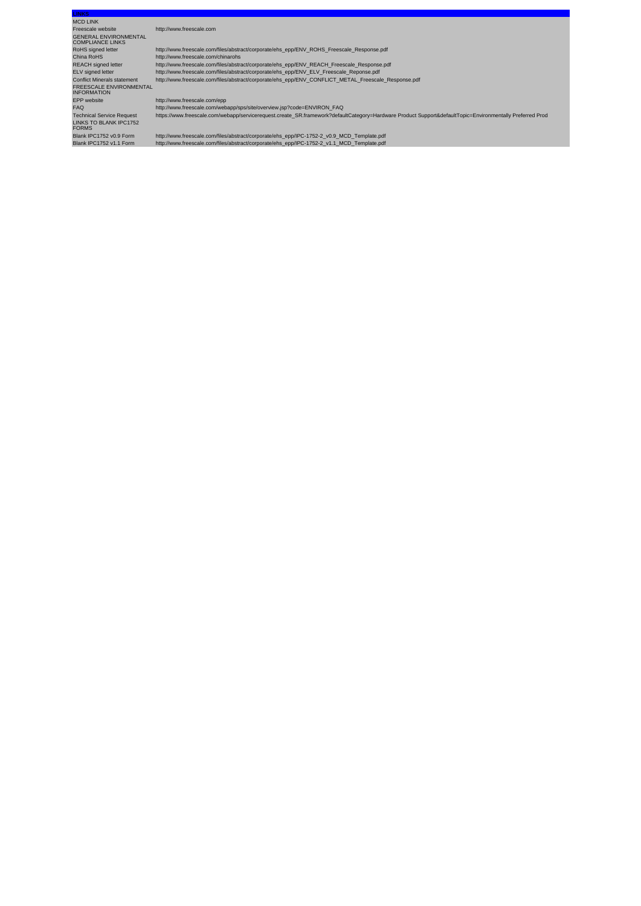| LINKS | |
|---|---|
| MCD LINK | |
| Freescale website | http://www.freescale.com |
| GENERAL ENVIRONMENTAL COMPLIANCE LINKS | |
| RoHS signed letter | http://www.freescale.com/files/abstract/corporate/ehs_epp/ENV_ROHS_Freescale_Response.pdf |
| China RoHS | http://www.freescale.com/chinarohs |
| REACH signed letter | http://www.freescale.com/files/abstract/corporate/ehs_epp/ENV_REACH_Freescale_Response.pdf |
| ELV signed letter | http://www.freescale.com/files/abstract/corporate/ehs_epp/ENV_ELV_Freescale_Reponse.pdf |
| Conflict Minerals statement | http://www.freescale.com/files/abstract/corporate/ehs_epp/ENV_CONFLICT_METAL_Freescale_Response.pdf |
| FREESCALE ENVIRONMENTAL INFORMATION | |
| EPP website | http://www.freescale.com/epp |
| FAQ | http://www.freescale.com/webapp/sps/site/overview.jsp?code=ENVIRON_FAQ |
| Technical Service Request | https://www.freescale.com/webapp/servicerequest.create_SR.framework?defaultCategory=Hardware Product Support&defaultTopic=Environmentally Preferred Prod |
| LINKS TO BLANK IPC1752 FORMS | |
| Blank IPC1752 v0.9 Form | http://www.freescale.com/files/abstract/corporate/ehs_epp/IPC-1752-2_v0.9_MCD_Template.pdf |
| Blank IPC1752 v1.1 Form | http://www.freescale.com/files/abstract/corporate/ehs_epp/IPC-1752-2_v1.1_MCD_Template.pdf |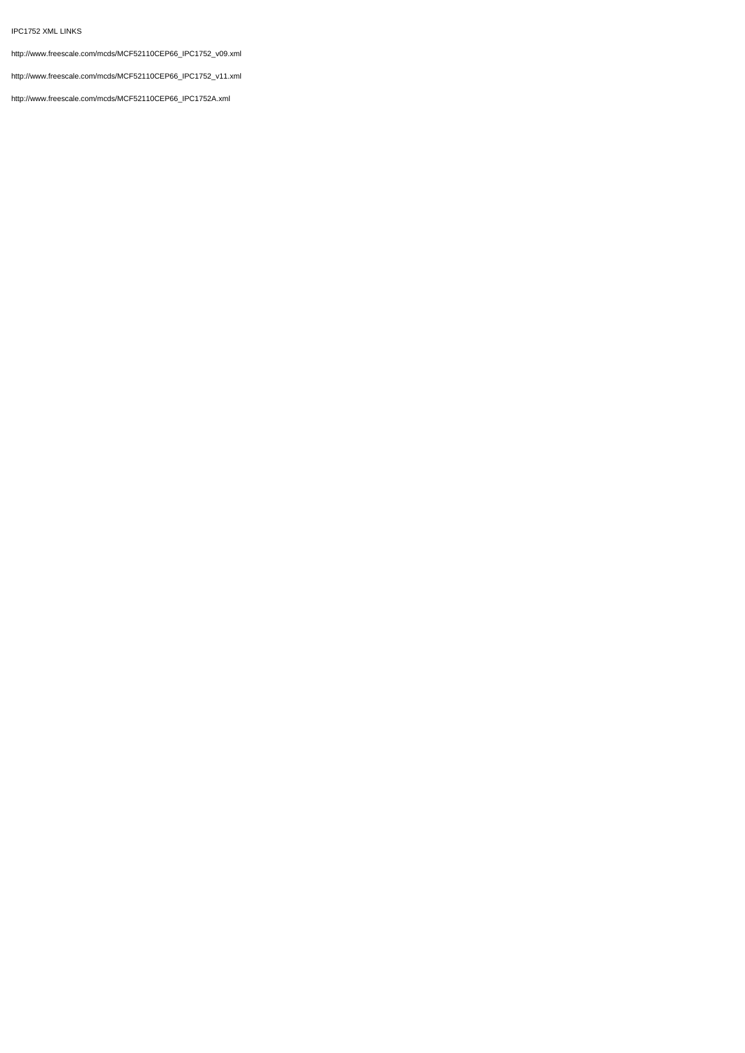IPC1752 XML LINKS

http://www.freescale.com/mcds/MCF52110CEP66_IPC1752_v09.xml

http://www.freescale.com/mcds/MCF52110CEP66_IPC1752_v11.xml

http://www.freescale.com/mcds/MCF52110CEP66_IPC1752A.xml